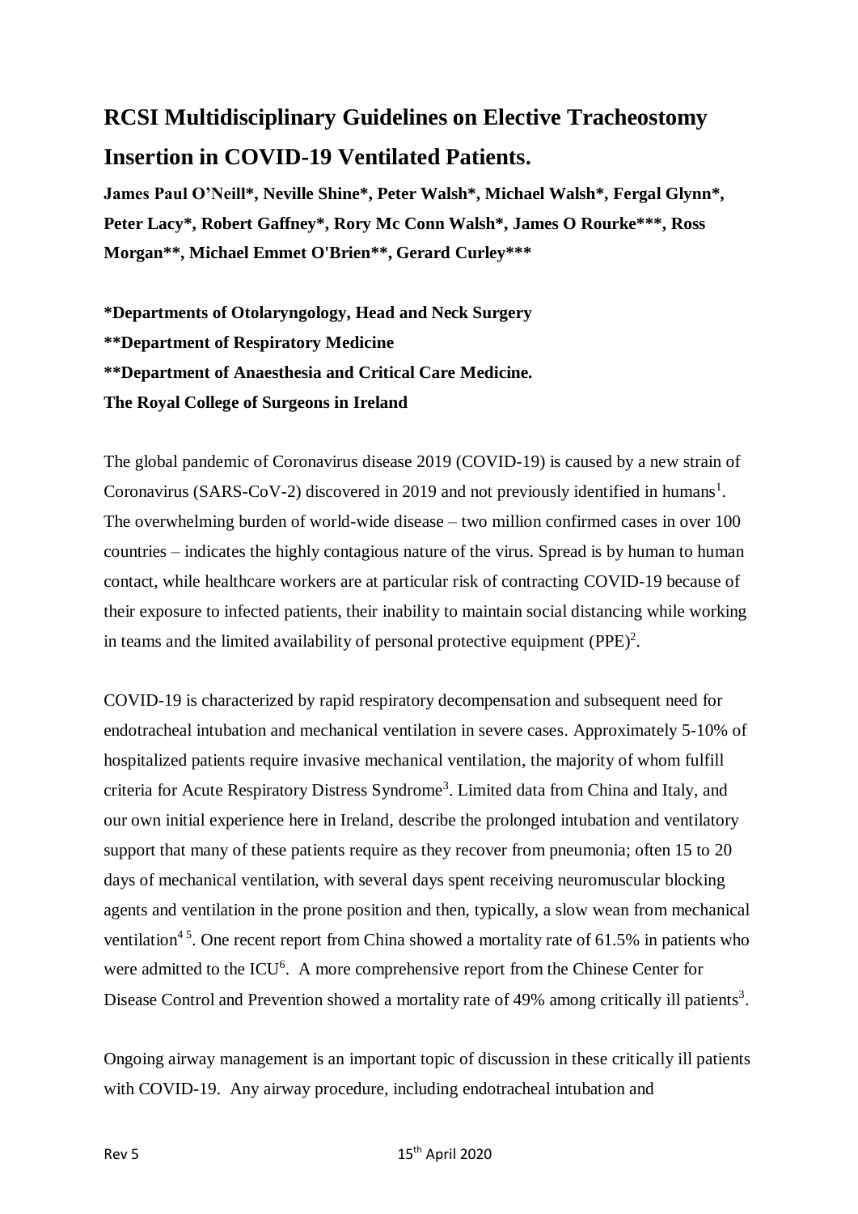# RCSI Multidisciplinary Guidelines on Elective Tracheostomy Insertion in COVID-19 Ventilated Patients.

**James Paul O'Neill*, Neville Shine*, Peter Walsh*, Michael Walsh*, Fergal Glynn*, Peter Lacy*, Robert Gaffney*, Rory Mc Conn Walsh*, James O Rourke***, Ross Morgan**, Michael Emmet O'Brien**, Gerard Curley*****

**\*Departments of Otolaryngology, Head and Neck Surgery**
**\*\*Department of Respiratory Medicine**
**\*\*Department of Anaesthesia and Critical Care Medicine.**
**The Royal College of Surgeons in Ireland**

The global pandemic of Coronavirus disease 2019 (COVID-19) is caused by a new strain of Coronavirus (SARS-CoV-2) discovered in 2019 and not previously identified in humans[1]. The overwhelming burden of world-wide disease – two million confirmed cases in over 100 countries – indicates the highly contagious nature of the virus. Spread is by human to human contact, while healthcare workers are at particular risk of contracting COVID-19 because of their exposure to infected patients, their inability to maintain social distancing while working in teams and the limited availability of personal protective equipment (PPE)[2].

COVID-19 is characterized by rapid respiratory decompensation and subsequent need for endotracheal intubation and mechanical ventilation in severe cases. Approximately 5-10% of hospitalized patients require invasive mechanical ventilation, the majority of whom fulfill criteria for Acute Respiratory Distress Syndrome[3]. Limited data from China and Italy, and our own initial experience here in Ireland, describe the prolonged intubation and ventilatory support that many of these patients require as they recover from pneumonia; often 15 to 20 days of mechanical ventilation, with several days spent receiving neuromuscular blocking agents and ventilation in the prone position and then, typically, a slow wean from mechanical ventilation[4,5]. One recent report from China showed a mortality rate of 61.5% in patients who were admitted to the ICU[6]. A more comprehensive report from the Chinese Center for Disease Control and Prevention showed a mortality rate of 49% among critically ill patients[3].

Ongoing airway management is an important topic of discussion in these critically ill patients with COVID-19. Any airway procedure, including endotracheal intubation and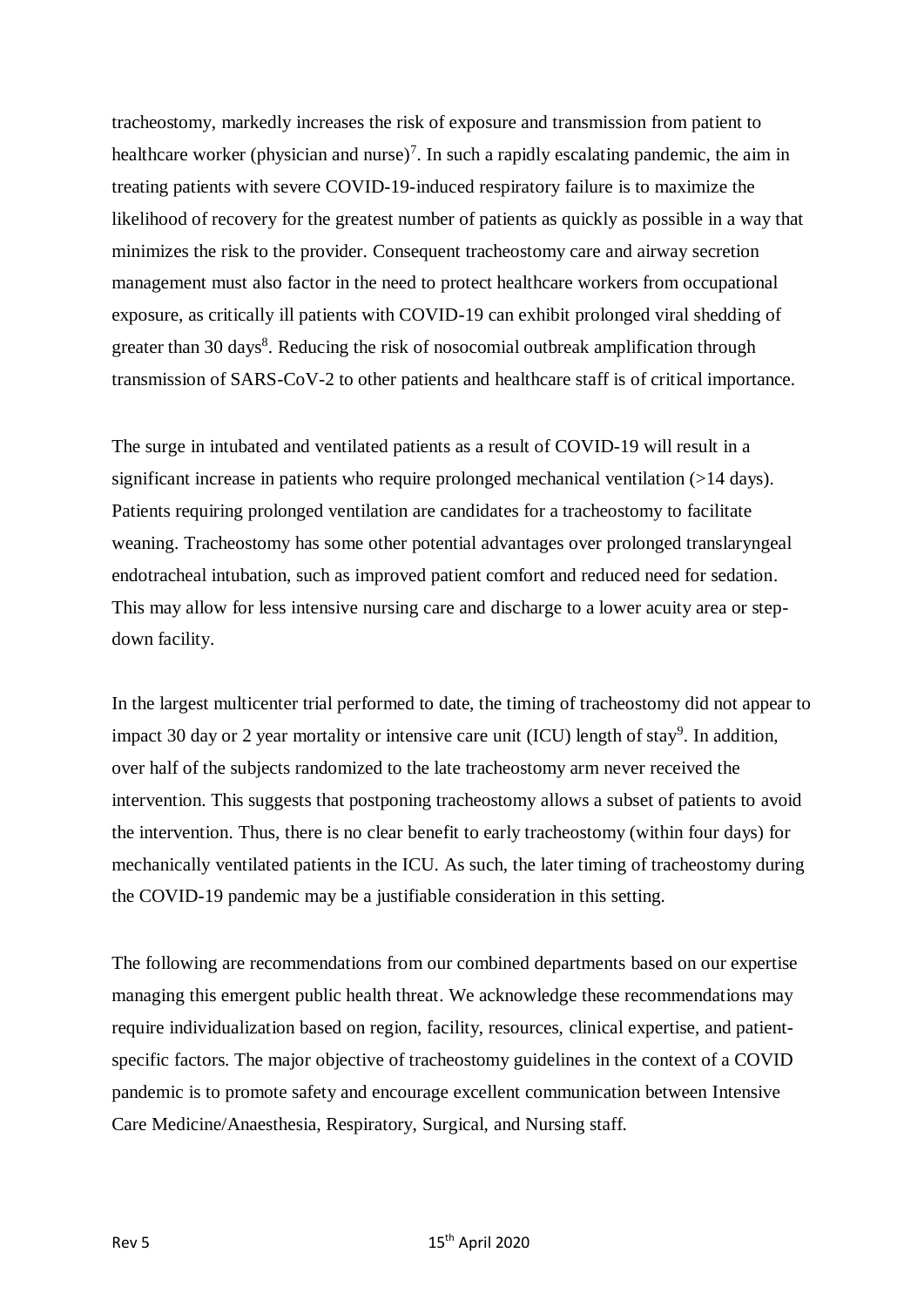tracheostomy, markedly increases the risk of exposure and transmission from patient to healthcare worker (physician and nurse)[7]. In such a rapidly escalating pandemic, the aim in treating patients with severe COVID-19-induced respiratory failure is to maximize the likelihood of recovery for the greatest number of patients as quickly as possible in a way that minimizes the risk to the provider. Consequent tracheostomy care and airway secretion management must also factor in the need to protect healthcare workers from occupational exposure, as critically ill patients with COVID-19 can exhibit prolonged viral shedding of greater than 30 days[8]. Reducing the risk of nosocomial outbreak amplification through transmission of SARS-CoV-2 to other patients and healthcare staff is of critical importance.

The surge in intubated and ventilated patients as a result of COVID-19 will result in a significant increase in patients who require prolonged mechanical ventilation (>14 days). Patients requiring prolonged ventilation are candidates for a tracheostomy to facilitate weaning. Tracheostomy has some other potential advantages over prolonged translaryngeal endotracheal intubation, such as improved patient comfort and reduced need for sedation. This may allow for less intensive nursing care and discharge to a lower acuity area or step-down facility.

In the largest multicenter trial performed to date, the timing of tracheostomy did not appear to impact 30 day or 2 year mortality or intensive care unit (ICU) length of stay[9]. In addition, over half of the subjects randomized to the late tracheostomy arm never received the intervention. This suggests that postponing tracheostomy allows a subset of patients to avoid the intervention. Thus, there is no clear benefit to early tracheostomy (within four days) for mechanically ventilated patients in the ICU. As such, the later timing of tracheostomy during the COVID-19 pandemic may be a justifiable consideration in this setting.

The following are recommendations from our combined departments based on our expertise managing this emergent public health threat. We acknowledge these recommendations may require individualization based on region, facility, resources, clinical expertise, and patient-specific factors. The major objective of tracheostomy guidelines in the context of a COVID pandemic is to promote safety and encourage excellent communication between Intensive Care Medicine/Anaesthesia, Respiratory, Surgical, and Nursing staff.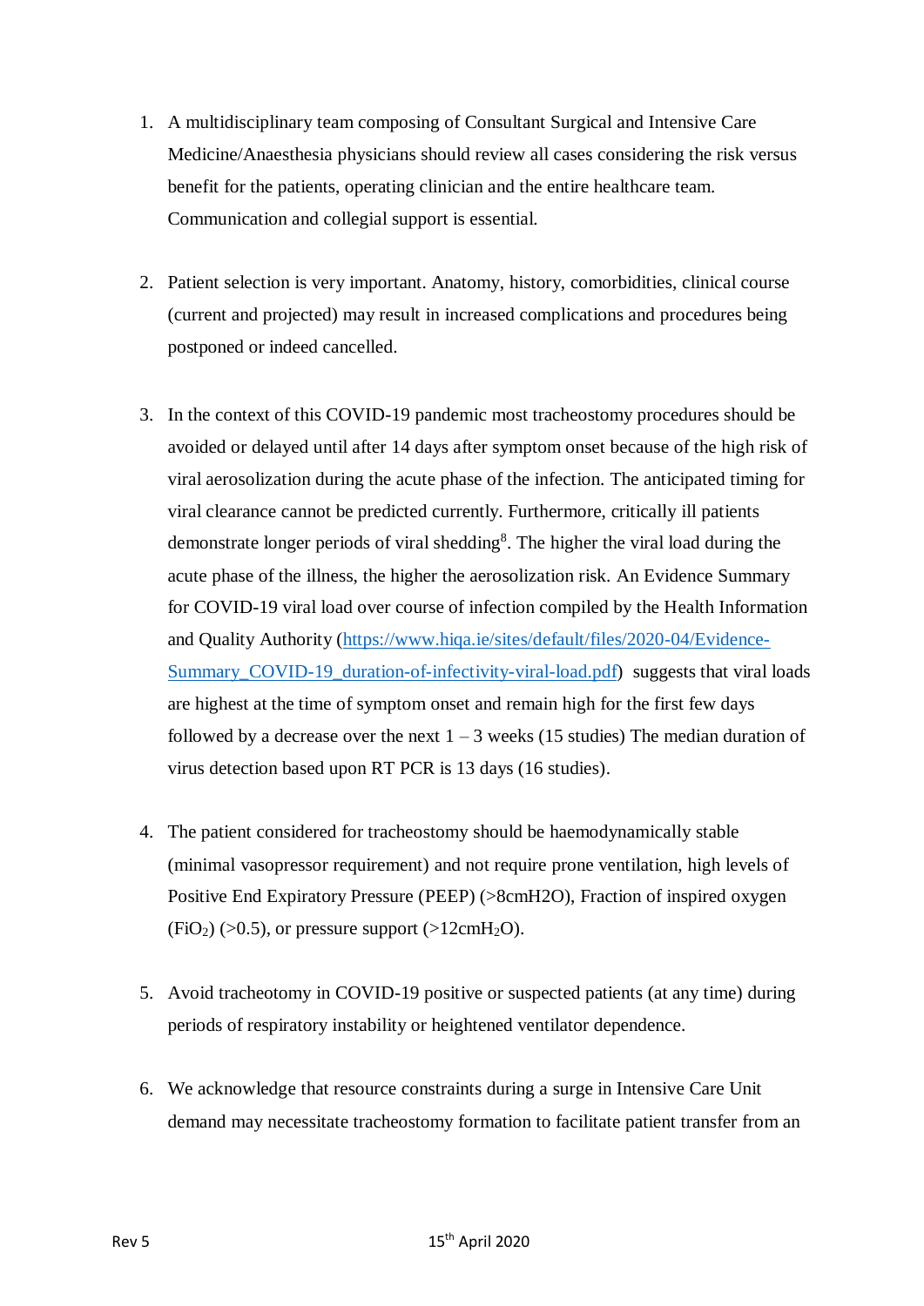1. A multidisciplinary team composing of Consultant Surgical and Intensive Care Medicine/Anaesthesia physicians should review all cases considering the risk versus benefit for the patients, operating clinician and the entire healthcare team. Communication and collegial support is essential.

2. Patient selection is very important. Anatomy, history, comorbidities, clinical course (current and projected) may result in increased complications and procedures being postponed or indeed cancelled.

3. In the context of this COVID-19 pandemic most tracheostomy procedures should be avoided or delayed until after 14 days after symptom onset because of the high risk of viral aerosolization during the acute phase of the infection. The anticipated timing for viral clearance cannot be predicted currently. Furthermore, critically ill patients demonstrate longer periods of viral shedding[8]. The higher the viral load during the acute phase of the illness, the higher the aerosolization risk. An Evidence Summary for COVID-19 viral load over course of infection compiled by the Health Information and Quality Authority ([https://www.hiqa.ie/sites/default/files/2020-04/Evidence-Summary_COVID-19_duration-of-infectivity-viral-load.pdf](https://www.hiqa.ie/sites/default/files/2020-04/Evidence-Summary_COVID-19_duration-of-infectivity-viral-load.pdf)) suggests that viral loads are highest at the time of symptom onset and remain high for the first few days followed by a decrease over the next 1 – 3 weeks (15 studies) The median duration of virus detection based upon RT PCR is 13 days (16 studies).

4. The patient considered for tracheostomy should be haemodynamically stable (minimal vasopressor requirement) and not require prone ventilation, high levels of Positive End Expiratory Pressure (PEEP) (>8cmH2O), Fraction of inspired oxygen ($FiO_2$) (>0.5), or pressure support (>12cm$H_2O$).

5. Avoid tracheotomy in COVID-19 positive or suspected patients (at any time) during periods of respiratory instability or heightened ventilator dependence.

6. We acknowledge that resource constraints during a surge in Intensive Care Unit demand may necessitate tracheostomy formation to facilitate patient transfer from an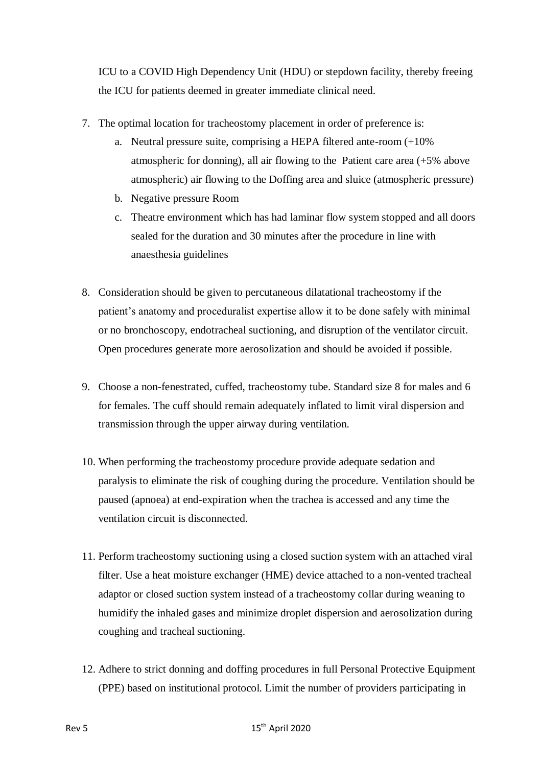ICU to a COVID High Dependency Unit (HDU) or stepdown facility, thereby freeing the ICU for patients deemed in greater immediate clinical need.

7. The optimal location for tracheostomy placement in order of preference is:
   a. Neutral pressure suite, comprising a HEPA filtered ante-room (+10% atmospheric for donning), all air flowing to the Patient care area (+5% above atmospheric) air flowing to the Doffing area and sluice (atmospheric pressure)
   b. Negative pressure Room
   c. Theatre environment which has had laminar flow system stopped and all doors sealed for the duration and 30 minutes after the procedure in line with anaesthesia guidelines

8. Consideration should be given to percutaneous dilatational tracheostomy if the patient's anatomy and proceduralist expertise allow it to be done safely with minimal or no bronchoscopy, endotracheal suctioning, and disruption of the ventilator circuit. Open procedures generate more aerosolization and should be avoided if possible.

9. Choose a non-fenestrated, cuffed, tracheostomy tube. Standard size 8 for males and 6 for females. The cuff should remain adequately inflated to limit viral dispersion and transmission through the upper airway during ventilation.

10. When performing the tracheostomy procedure provide adequate sedation and paralysis to eliminate the risk of coughing during the procedure. Ventilation should be paused (apnoea) at end-expiration when the trachea is accessed and any time the ventilation circuit is disconnected.

11. Perform tracheostomy suctioning using a closed suction system with an attached viral filter. Use a heat moisture exchanger (HME) device attached to a non-vented tracheal adaptor or closed suction system instead of a tracheostomy collar during weaning to humidify the inhaled gases and minimize droplet dispersion and aerosolization during coughing and tracheal suctioning.

12. Adhere to strict donning and doffing procedures in full Personal Protective Equipment (PPE) based on institutional protocol. Limit the number of providers participating in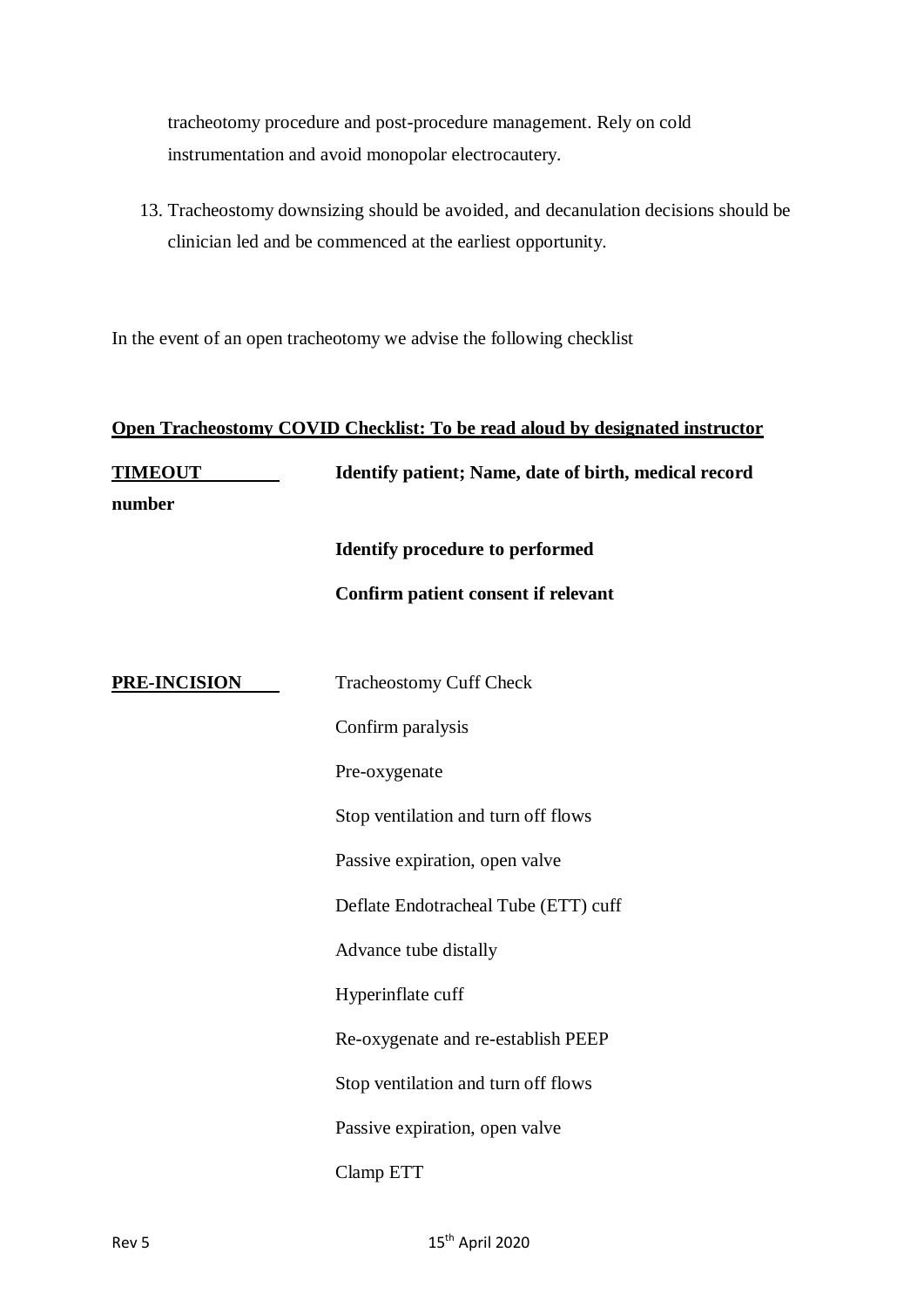tracheotomy procedure and post-procedure management. Rely on cold instrumentation and avoid monopolar electrocautery.

13. Tracheostomy downsizing should be avoided, and decanulation decisions should be clinician led and be commenced at the earliest opportunity.

In the event of an open tracheotomy we advise the following checklist

**Open Tracheostomy COVID Checklist: To be read aloud by designated instructor**

| | |
|---|---|
| **TIMEOUT** | **Identify patient; Name, date of birth, medical record number** |
| | **Identify procedure to performed** |
| | **Confirm patient consent if relevant** |
| **PRE-INCISION** | Tracheostomy Cuff Check |
| | Confirm paralysis |
| | Pre-oxygenate |
| | Stop ventilation and turn off flows |
| | Passive expiration, open valve |
| | Deflate Endotracheal Tube (ETT) cuff |
| | Advance tube distally |
| | Hyperinflate cuff |
| | Re-oxygenate and re-establish PEEP |
| | Stop ventilation and turn off flows |
| | Passive expiration, open valve |
| | Clamp ETT |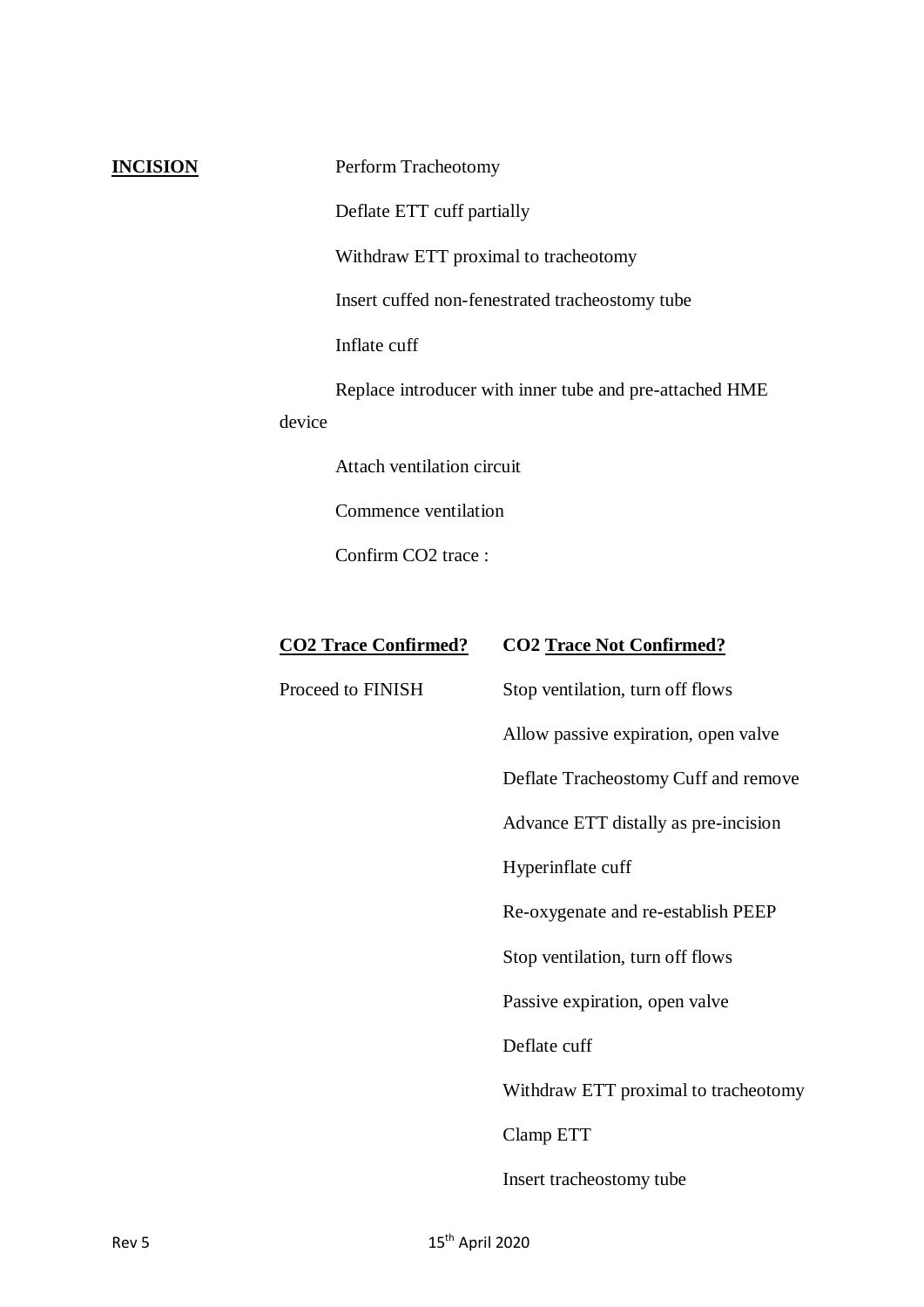**INCISION**

Perform Tracheotomy

Deflate ETT cuff partially

Withdraw ETT proximal to tracheotomy

Insert cuffed non-fenestrated tracheostomy tube

Inflate cuff

Replace introducer with inner tube and pre-attached HME device

Attach ventilation circuit

Commence ventilation

Confirm $CO_2$ trace :

| **$CO_2$ Trace Confirmed?** | **$CO_2$ Trace Not Confirmed?** |
| --- | --- |
| Proceed to FINISH | Stop ventilation, turn off flows |
| | Allow passive expiration, open valve |
| | Deflate Tracheostomy Cuff and remove |
| | Advance ETT distally as pre-incision |
| | Hyperinflate cuff |
| | Re-oxygenate and re-establish PEEP |
| | Stop ventilation, turn off flows |
| | Passive expiration, open valve |
| | Deflate cuff |
| | Withdraw ETT proximal to tracheotomy |
| | Clamp ETT |
| | Insert tracheostomy tube |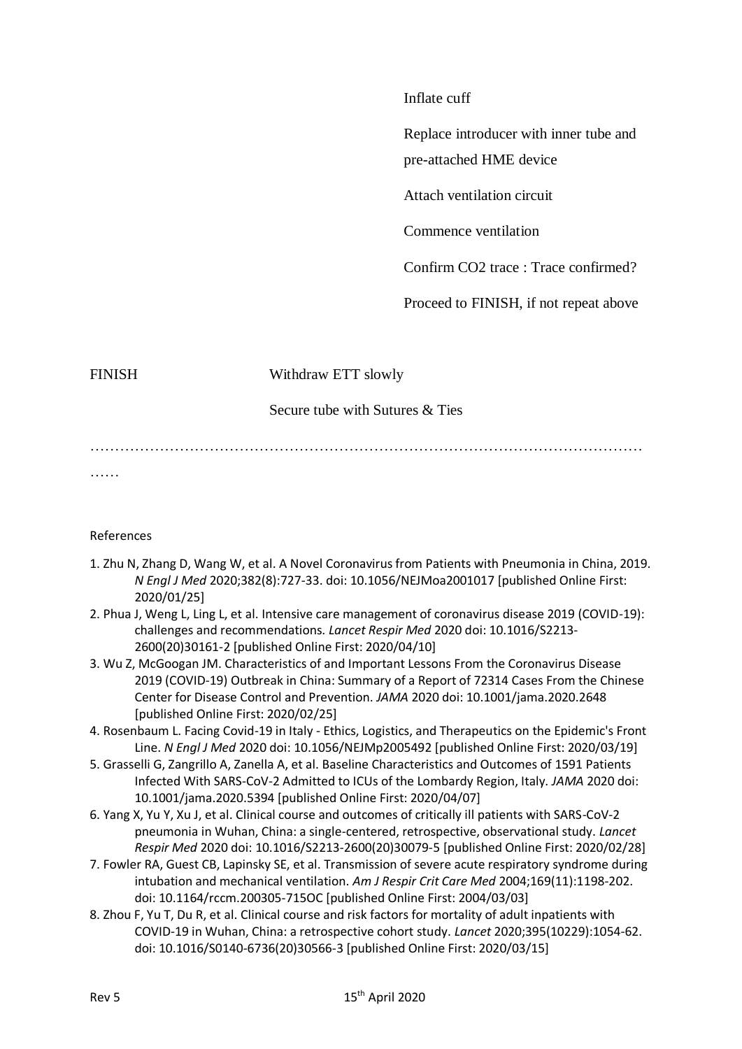Inflate cuff

Replace introducer with inner tube and pre-attached HME device

Attach ventilation circuit

Commence ventilation

Confirm CO2 trace : Trace confirmed?

Proceed to FINISH, if not repeat above

FINISH Withdraw ETT slowly

Secure tube with Sutures & Ties

…………………………………………………………………………………………………………

References

1. Zhu N, Zhang D, Wang W, et al. A Novel Coronavirus from Patients with Pneumonia in China, 2019. *N Engl J Med* 2020;382(8):727-33. doi: 10.1056/NEJMoa2001017 [published Online First: 2020/01/25]
2. Phua J, Weng L, Ling L, et al. Intensive care management of coronavirus disease 2019 (COVID-19): challenges and recommendations. *Lancet Respir Med* 2020 doi: 10.1016/S2213-2600(20)30161-2 [published Online First: 2020/04/10]
3. Wu Z, McGoogan JM. Characteristics of and Important Lessons From the Coronavirus Disease 2019 (COVID-19) Outbreak in China: Summary of a Report of 72314 Cases From the Chinese Center for Disease Control and Prevention. *JAMA* 2020 doi: 10.1001/jama.2020.2648 [published Online First: 2020/02/25]
4. Rosenbaum L. Facing Covid-19 in Italy - Ethics, Logistics, and Therapeutics on the Epidemic's Front Line. *N Engl J Med* 2020 doi: 10.1056/NEJMp2005492 [published Online First: 2020/03/19]
5. Grasselli G, Zangrillo A, Zanella A, et al. Baseline Characteristics and Outcomes of 1591 Patients Infected With SARS-CoV-2 Admitted to ICUs of the Lombardy Region, Italy. *JAMA* 2020 doi: 10.1001/jama.2020.5394 [published Online First: 2020/04/07]
6. Yang X, Yu Y, Xu J, et al. Clinical course and outcomes of critically ill patients with SARS-CoV-2 pneumonia in Wuhan, China: a single-centered, retrospective, observational study. *Lancet Respir Med* 2020 doi: 10.1016/S2213-2600(20)30079-5 [published Online First: 2020/02/28]
7. Fowler RA, Guest CB, Lapinsky SE, et al. Transmission of severe acute respiratory syndrome during intubation and mechanical ventilation. *Am J Respir Crit Care Med* 2004;169(11):1198-202. doi: 10.1164/rccm.200305-715OC [published Online First: 2004/03/03]
8. Zhou F, Yu T, Du R, et al. Clinical course and risk factors for mortality of adult inpatients with COVID-19 in Wuhan, China: a retrospective cohort study. *Lancet* 2020;395(10229):1054-62. doi: 10.1016/S0140-6736(20)30566-3 [published Online First: 2020/03/15]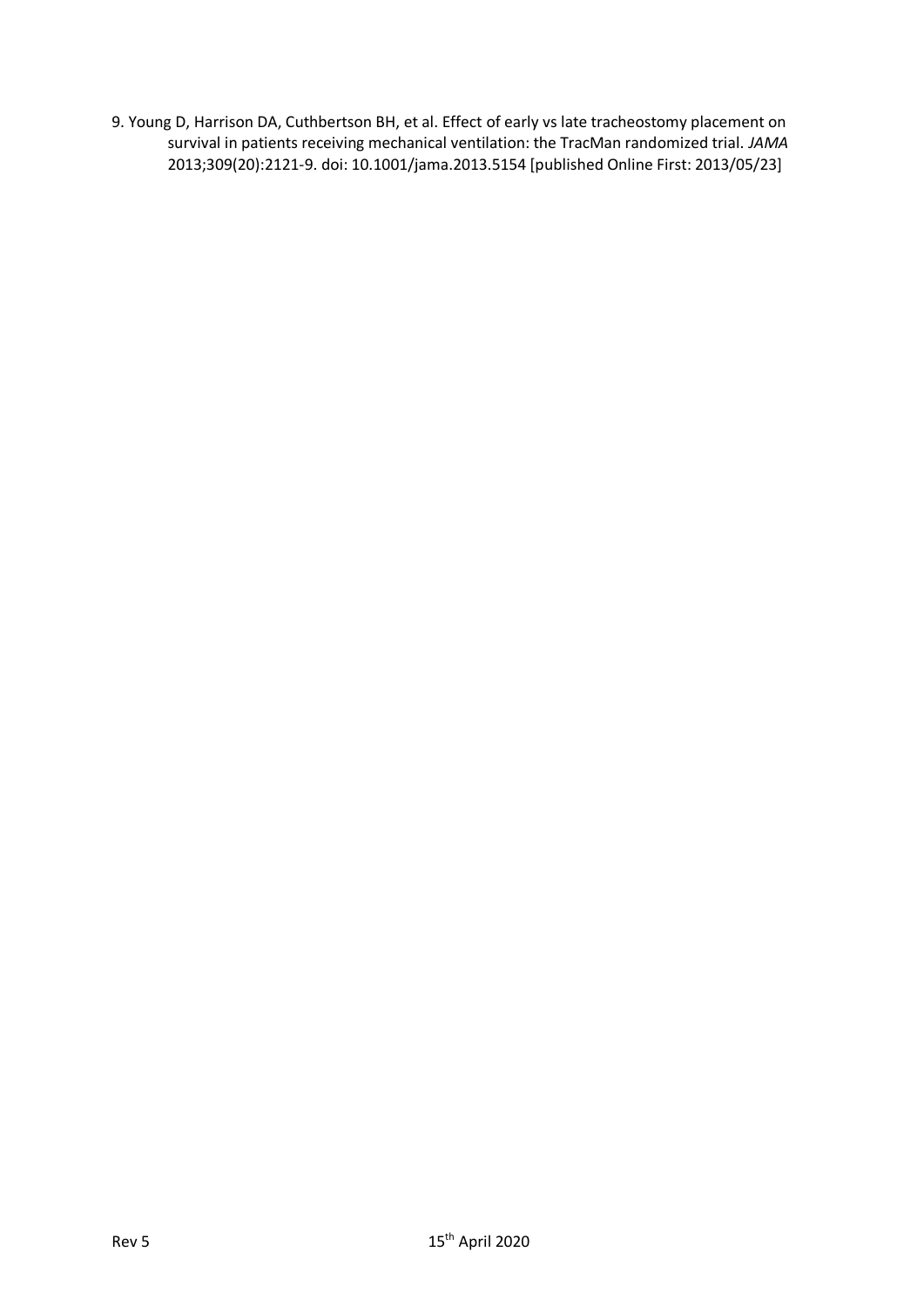9. Young D, Harrison DA, Cuthbertson BH, et al. Effect of early vs late tracheostomy placement on survival in patients receiving mechanical ventilation: the TracMan randomized trial. *JAMA* 2013;309(20):2121-9. doi: 10.1001/jama.2013.5154 [published Online First: 2013/05/23]